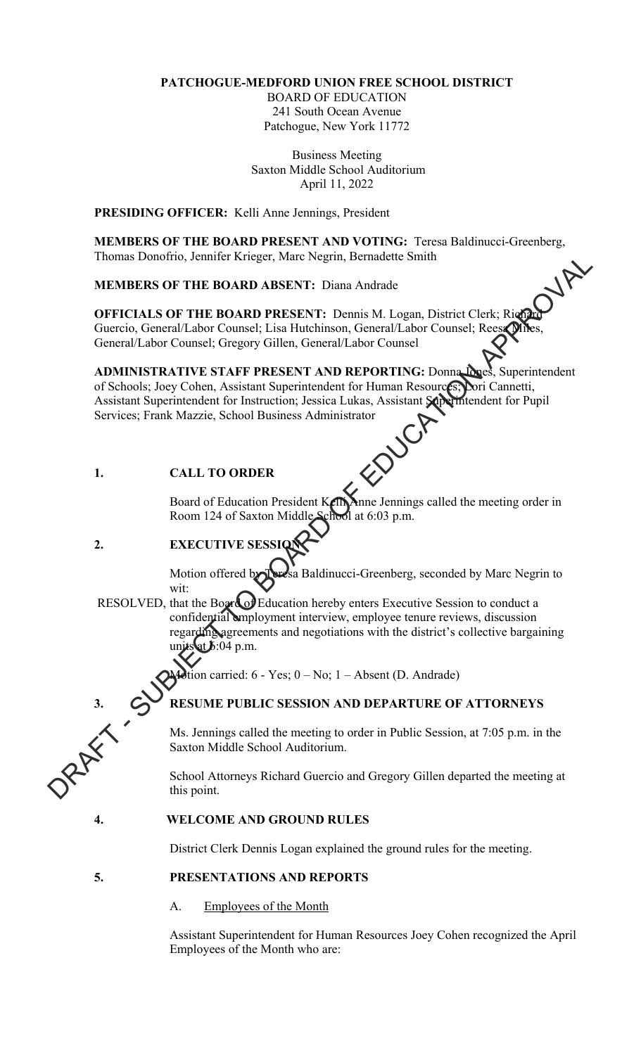**PATCHOGUE-MEDFORD UNION FREE SCHOOL DISTRICT**
BOARD OF EDUCATION
241 South Ocean Avenue
Patchogue, New York 11772

Business Meeting
Saxton Middle School Auditorium
April 11, 2022

**PRESIDING OFFICER:** Kelli Anne Jennings, President

**MEMBERS OF THE BOARD PRESENT AND VOTING:** Teresa Baldinucci-Greenberg, Thomas Donofrio, Jennifer Krieger, Marc Negrin, Bernadette Smith

**MEMBERS OF THE BOARD ABSENT:** Diana Andrade

**OFFICIALS OF THE BOARD PRESENT:** Dennis M. Logan, District Clerk; Richard Guercio, General/Labor Counsel; Lisa Hutchinson, General/Labor Counsel; Reesa Miles, General/Labor Counsel; Gregory Gillen, General/Labor Counsel

**ADMINISTRATIVE STAFF PRESENT AND REPORTING:** Donna Jones, Superintendent of Schools; Joey Cohen, Assistant Superintendent for Human Resources; Lori Cannetti, Assistant Superintendent for Instruction; Jessica Lukas, Assistant Superintendent for Pupil Services; Frank Mazzie, School Business Administrator

**1. CALL TO ORDER**

Board of Education President Kelli Anne Jennings called the meeting order in Room 124 of Saxton Middle School at 6:03 p.m.

**2. EXECUTIVE SESSION**

Motion offered by Teresa Baldinucci-Greenberg, seconded by Marc Negrin to wit:

RESOLVED, that the Board of Education hereby enters Executive Session to conduct a confidential employment interview, employee tenure reviews, discussion regarding agreements and negotiations with the district's collective bargaining units at 6:04 p.m.

Motion carried: 6 - Yes; 0 – No; 1 – Absent (D. Andrade)

**3. RESUME PUBLIC SESSION AND DEPARTURE OF ATTORNEYS**

Ms. Jennings called the meeting to order in Public Session, at 7:05 p.m. in the Saxton Middle School Auditorium.

School Attorneys Richard Guercio and Gregory Gillen departed the meeting at this point.

**4. WELCOME AND GROUND RULES**

District Clerk Dennis Logan explained the ground rules for the meeting.

**5. PRESENTATIONS AND REPORTS**

A. Employees of the Month

Assistant Superintendent for Human Resources Joey Cohen recognized the April Employees of the Month who are: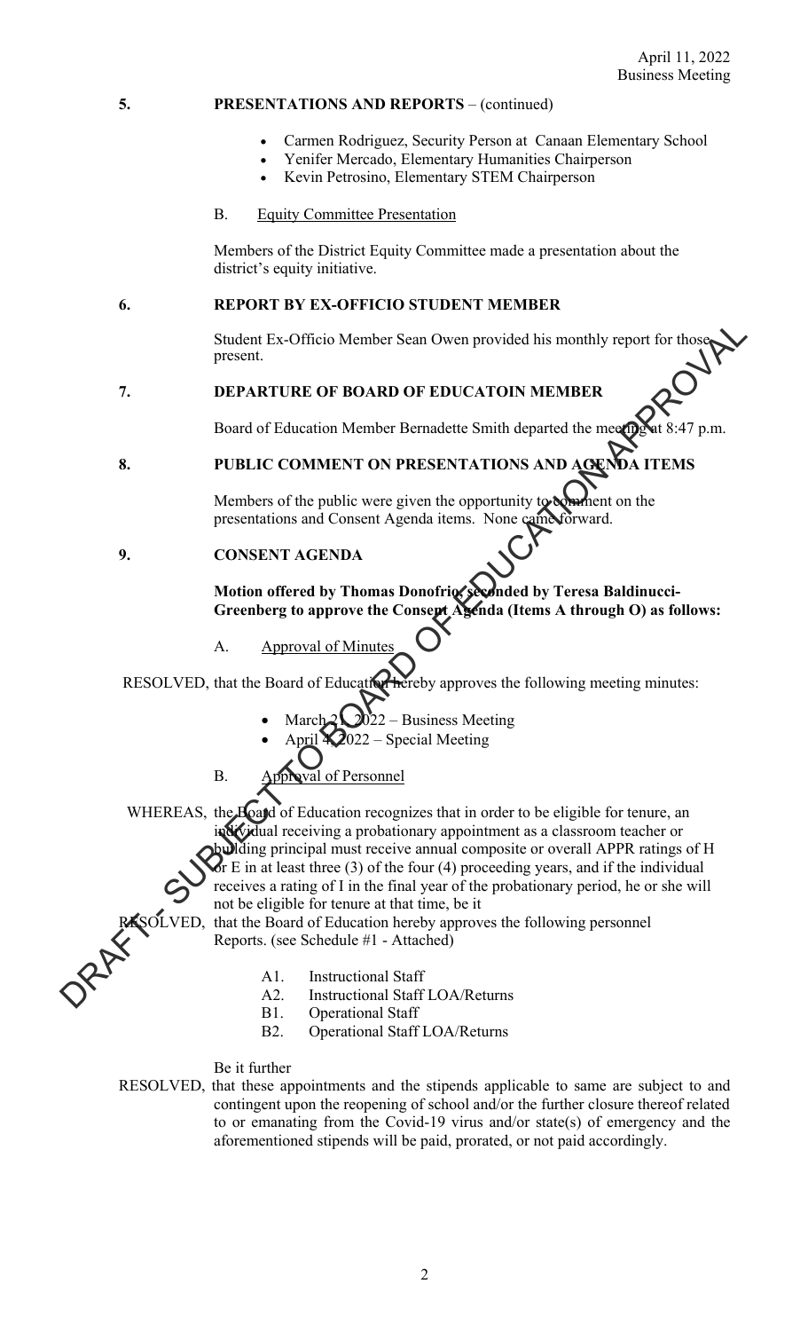April 11, 2022
Business Meeting

## 5. PRESENTATIONS AND REPORTS – (continued)

- Carmen Rodriguez, Security Person at Canaan Elementary School
- Yenifer Mercado, Elementary Humanities Chairperson
- Kevin Petrosino, Elementary STEM Chairperson

B. Equity Committee Presentation

Members of the District Equity Committee made a presentation about the district's equity initiative.

## 6. REPORT BY EX-OFFICIO STUDENT MEMBER

Student Ex-Officio Member Sean Owen provided his monthly report for those present.

## 7. DEPARTURE OF BOARD OF EDUCATOIN MEMBER

Board of Education Member Bernadette Smith departed the meeting at 8:47 p.m.

## 8. PUBLIC COMMENT ON PRESENTATIONS AND AGENDA ITEMS

Members of the public were given the opportunity to comment on the presentations and Consent Agenda items. None came forward.

## 9. CONSENT AGENDA

**Motion offered by Thomas Donofrio, seconded by Teresa Baldinucci-Greenberg to approve the Consent Agenda (Items A through O) as follows:**

A. Approval of Minutes

RESOLVED, that the Board of Education hereby approves the following meeting minutes:

- March 21, 2022 – Business Meeting
- April 4, 2022 – Special Meeting

B. Approval of Personnel

WHEREAS, the Board of Education recognizes that in order to be eligible for tenure, an individual receiving a probationary appointment as a classroom teacher or building principal must receive annual composite or overall APPR ratings of H or E in at least three (3) of the four (4) proceeding years, and if the individual receives a rating of I in the final year of the probationary period, he or she will not be eligible for tenure at that time, be it

RESOLVED, that the Board of Education hereby approves the following personnel Reports. (see Schedule #1 - Attached)

- A1. Instructional Staff
- A2. Instructional Staff LOA/Returns
- B1. Operational Staff
- B2. Operational Staff LOA/Returns

Be it further

RESOLVED, that these appointments and the stipends applicable to same are subject to and contingent upon the reopening of school and/or the further closure thereof related to or emanating from the Covid-19 virus and/or state(s) of emergency and the aforementioned stipends will be paid, prorated, or not paid accordingly.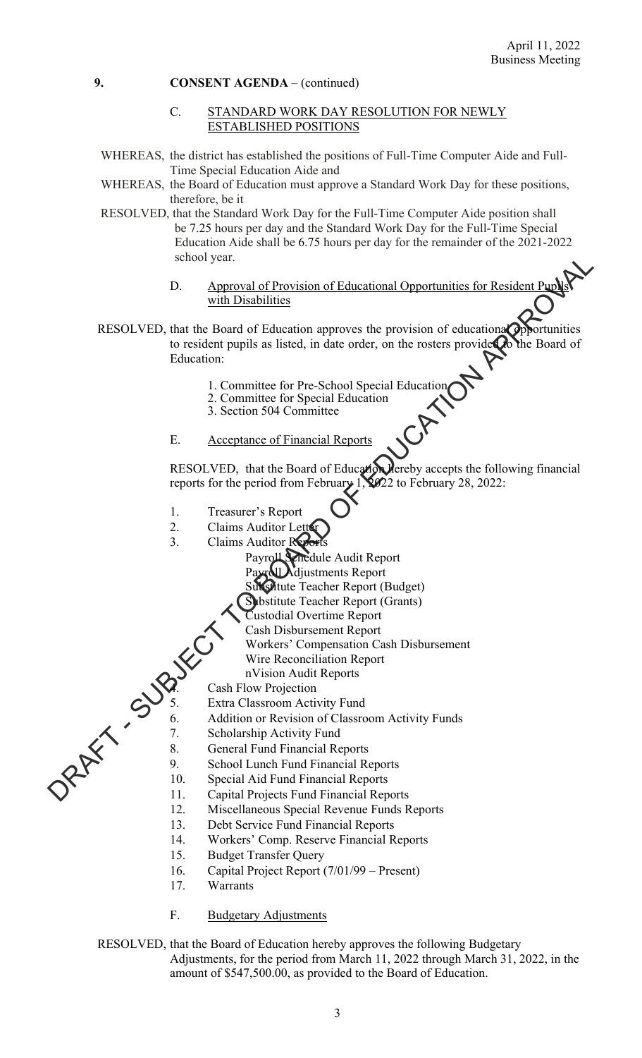**9. CONSENT AGENDA** – (continued)

C. STANDARD WORK DAY RESOLUTION FOR NEWLY ESTABLISHED POSITIONS

WHEREAS, the district has established the positions of Full-Time Computer Aide and Full-Time Special Education Aide and

WHEREAS, the Board of Education must approve a Standard Work Day for these positions, therefore, be it

RESOLVED, that the Standard Work Day for the Full-Time Computer Aide position shall be 7.25 hours per day and the Standard Work Day for the Full-Time Special Education Aide shall be 6.75 hours per day for the remainder of the 2021-2022 school year.

D. Approval of Provision of Educational Opportunities for Resident Pupils with Disabilities

RESOLVED, that the Board of Education approves the provision of educational opportunities to resident pupils as listed, in date order, on the rosters provided to the Board of Education:

1. Committee for Pre-School Special Education
2. Committee for Special Education
3. Section 504 Committee

E. Acceptance of Financial Reports

RESOLVED, that the Board of Education hereby accepts the following financial reports for the period from February 1, 2022 to February 28, 2022:

1. Treasurer's Report
2. Claims Auditor Letter
3. Claims Auditor Reports
   - Payroll Schedule Audit Report
   - Payroll Adjustments Report
   - Substitute Teacher Report (Budget)
   - Substitute Teacher Report (Grants)
   - Custodial Overtime Report
   - Cash Disbursement Report
   - Workers' Compensation Cash Disbursement
   - Wire Reconciliation Report
   - nVision Audit Reports
4. Cash Flow Projection
5. Extra Classroom Activity Fund
6. Addition or Revision of Classroom Activity Funds
7. Scholarship Activity Fund
8. General Fund Financial Reports
9. School Lunch Fund Financial Reports
10. Special Aid Fund Financial Reports
11. Capital Projects Fund Financial Reports
12. Miscellaneous Special Revenue Funds Reports
13. Debt Service Fund Financial Reports
14. Workers' Comp. Reserve Financial Reports
15. Budget Transfer Query
16. Capital Project Report (7/01/99 – Present)
17. Warrants

F. Budgetary Adjustments

RESOLVED, that the Board of Education hereby approves the following Budgetary Adjustments, for the period from March 11, 2022 through March 31, 2022, in the amount of $547,500.00, as provided to the Board of Education.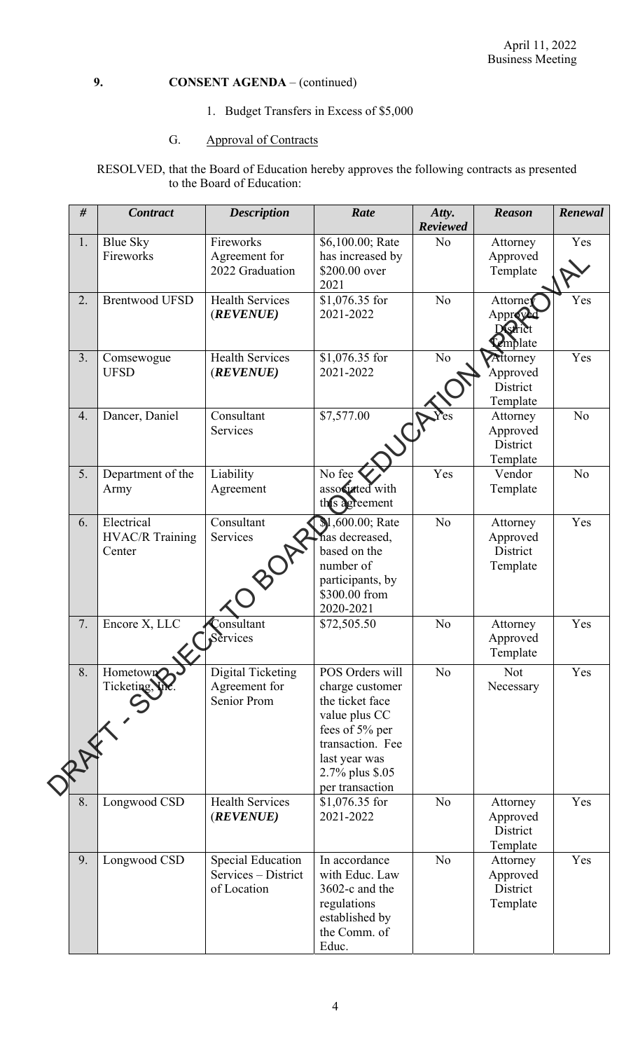**9. CONSENT AGENDA** – (continued)

1. Budget Transfers in Excess of $5,000

G. Approval of Contracts

RESOLVED, that the Board of Education hereby approves the following contracts as presented to the Board of Education:

| # | Contract | Description | Rate | Atty. Reviewed | Reason | Renewal |
|---|---|---|---|---|---|---|
| 1. | Blue Sky Fireworks | Fireworks Agreement for 2022 Graduation | $6,100.00; Rate has increased by $200.00 over 2021 | No | Attorney Approved Template | Yes |
| 2. | Brentwood UFSD | Health Services (***REVENUE***) | $1,076.35 for 2021-2022 | No | Attorney Approved District Template | Yes |
| 3. | Comsewogue UFSD | Health Services (***REVENUE***) | $1,076.35 for 2021-2022 | No | Attorney Approved District Template | Yes |
| 4. | Dancer, Daniel | Consultant Services | $7,577.00 | Yes | Attorney Approved District Template | No |
| 5. | Department of the Army | Liability Agreement | No fee associated with this agreement | Yes | Vendor Template | No |
| 6. | Electrical HVAC/R Training Center | Consultant Services | $1,600.00; Rate has decreased, based on the number of participants, by $300.00 from 2020-2021 | No | Attorney Approved District Template | Yes |
| 7. | Encore X, LLC | Consultant Services | $72,505.50 | No | Attorney Approved Template | Yes |
| 8. | Hometown Ticketing, Inc. | Digital Ticketing Agreement for Senior Prom | POS Orders will charge customer the ticket face value plus CC fees of 5% per transaction. Fee last year was 2.7% plus $.05 per transaction | No | Not Necessary | Yes |
| 8. | Longwood CSD | Health Services (***REVENUE***) | $1,076.35 for 2021-2022 | No | Attorney Approved District Template | Yes |
| 9. | Longwood CSD | Special Education Services – District of Location | In accordance with Educ. Law 3602-c and the regulations established by the Comm. of Educ. | No | Attorney Approved District Template | Yes |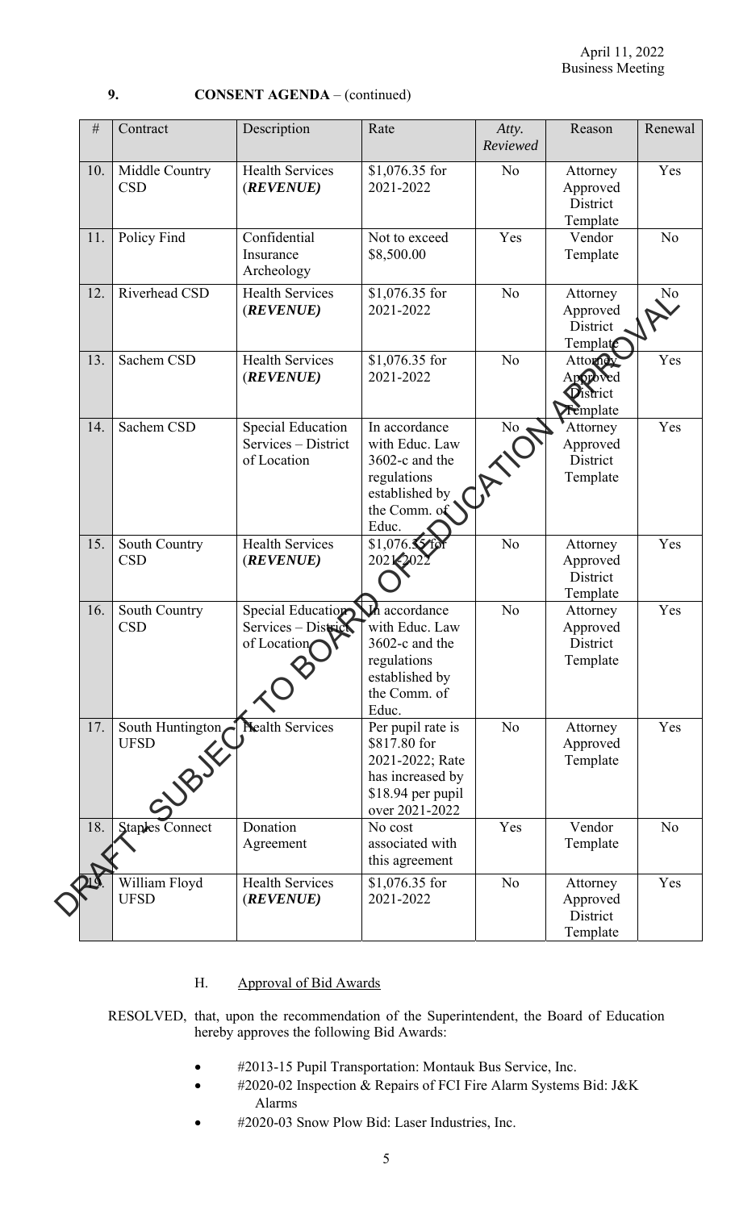**9. CONSENT AGENDA** – (continued)

| # | Contract | Description | Rate | Atty. Reviewed | Reason | Renewal |
|---|---|---|---|---|---|---|
| 10. | Middle Country CSD | Health Services (***REVENUE***) | $1,076.35 for 2021-2022 | No | Attorney Approved District Template | Yes |
| 11. | Policy Find | Confidential Insurance Archeology | Not to exceed $8,500.00 | Yes | Vendor Template | No |
| 12. | Riverhead CSD | Health Services (***REVENUE***) | $1,076.35 for 2021-2022 | No | Attorney Approved District Template | No |
| 13. | Sachem CSD | Health Services (***REVENUE***) | $1,076.35 for 2021-2022 | No | Attorney Approved District Template | Yes |
| 14. | Sachem CSD | Special Education Services – District of Location | In accordance with Educ. Law 3602-c and the regulations established by the Comm. of Educ. | No | Attorney Approved District Template | Yes |
| 15. | South Country CSD | Health Services (***REVENUE***) | $1,076.35 for 2021-2022 | No | Attorney Approved District Template | Yes |
| 16. | South Country CSD | Special Education Services – District of Location | In accordance with Educ. Law 3602-c and the regulations established by the Comm. of Educ. | No | Attorney Approved District Template | Yes |
| 17. | South Huntington UFSD | Health Services | Per pupil rate is $817.80 for 2021-2022; Rate has increased by $18.94 per pupil over 2021-2022 | No | Attorney Approved Template | Yes |
| 18. | Staples Connect | Donation Agreement | No cost associated with this agreement | Yes | Vendor Template | No |
| 19. | William Floyd UFSD | Health Services (***REVENUE***) | $1,076.35 for 2021-2022 | No | Attorney Approved District Template | Yes |

H. Approval of Bid Awards

RESOLVED, that, upon the recommendation of the Superintendent, the Board of Education hereby approves the following Bid Awards:

- #2013-15 Pupil Transportation: Montauk Bus Service, Inc.
- #2020-02 Inspection & Repairs of FCI Fire Alarm Systems Bid: J&K Alarms
- #2020-03 Snow Plow Bid: Laser Industries, Inc.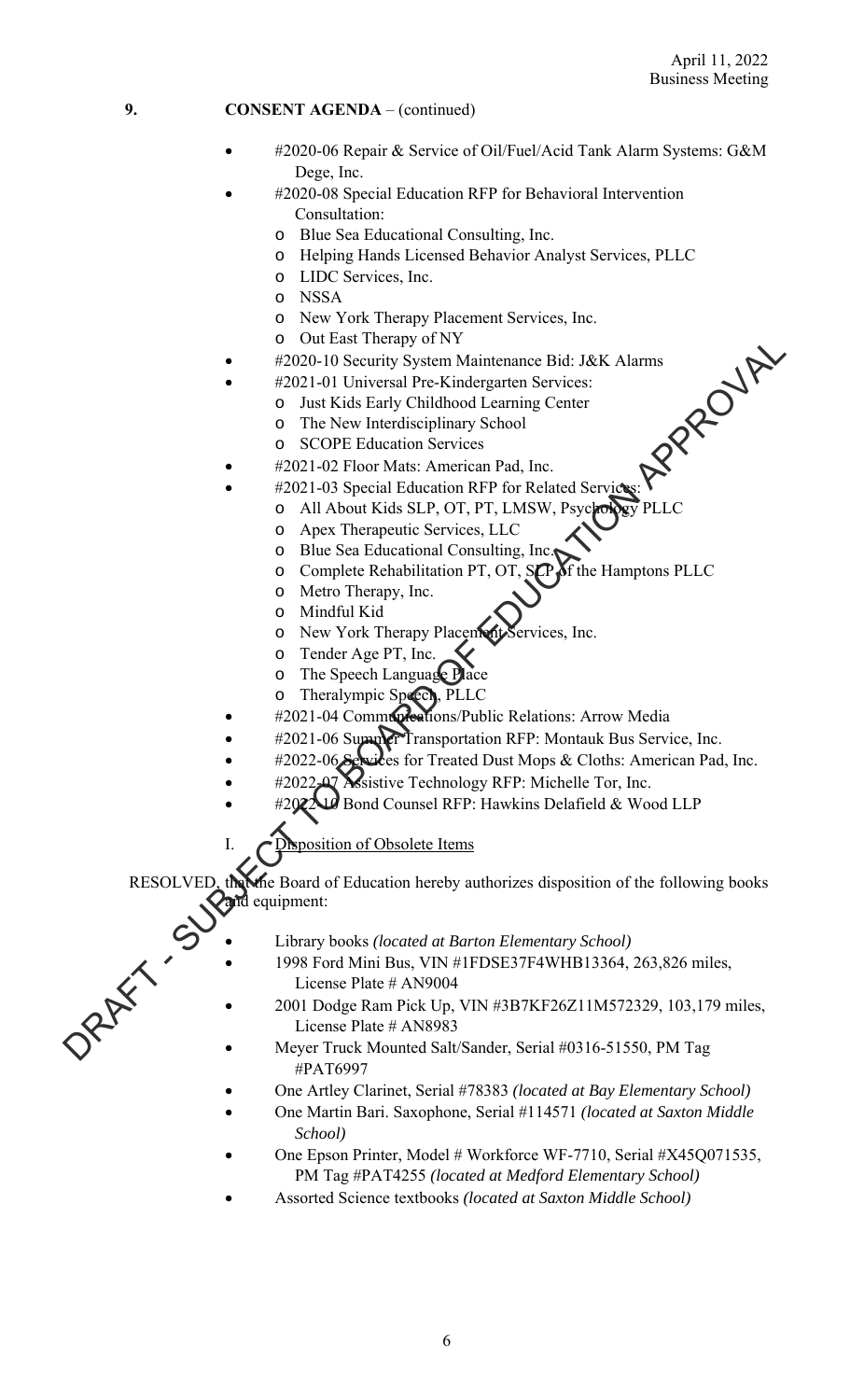**9. CONSENT AGENDA** – (continued)

- #2020-06 Repair & Service of Oil/Fuel/Acid Tank Alarm Systems: G&M Dege, Inc.
- #2020-08 Special Education RFP for Behavioral Intervention Consultation:
  - Blue Sea Educational Consulting, Inc.
  - Helping Hands Licensed Behavior Analyst Services, PLLC
  - LIDC Services, Inc.
  - NSSA
  - New York Therapy Placement Services, Inc.
  - Out East Therapy of NY
- #2020-10 Security System Maintenance Bid: J&K Alarms
- #2021-01 Universal Pre-Kindergarten Services:
  - Just Kids Early Childhood Learning Center
  - The New Interdisciplinary School
  - SCOPE Education Services
- #2021-02 Floor Mats: American Pad, Inc.
- #2021-03 Special Education RFP for Related Services:
  - All About Kids SLP, OT, PT, LMSW, Psychology PLLC
  - Apex Therapeutic Services, LLC
  - Blue Sea Educational Consulting, Inc.
  - Complete Rehabilitation PT, OT, SLP of the Hamptons PLLC
  - Metro Therapy, Inc.
  - Mindful Kid
  - New York Therapy Placement Services, Inc.
  - Tender Age PT, Inc.
  - The Speech Language Place
  - Theralympic Speech, PLLC
- #2021-04 Communications/Public Relations: Arrow Media
- #2021-06 Summer Transportation RFP: Montauk Bus Service, Inc.
- #2022-06 Services for Treated Dust Mops & Cloths: American Pad, Inc.
- #2022-07 Assistive Technology RFP: Michelle Tor, Inc.
- #2022-10 Bond Counsel RFP: Hawkins Delafield & Wood LLP

I. Disposition of Obsolete Items

RESOLVED, that the Board of Education hereby authorizes disposition of the following books and equipment:

- Library books *(located at Barton Elementary School)*
- 1998 Ford Mini Bus, VIN #1FDSE37F4WHB13364, 263,826 miles, License Plate # AN9004
- 2001 Dodge Ram Pick Up, VIN #3B7KF26Z11M572329, 103,179 miles, License Plate # AN8983
- Meyer Truck Mounted Salt/Sander, Serial #0316-51550, PM Tag #PAT6997
- One Artley Clarinet, Serial #78383 *(located at Bay Elementary School)*
- One Martin Bari. Saxophone, Serial #114571 *(located at Saxton Middle School)*
- One Epson Printer, Model # Workforce WF-7710, Serial #X45Q071535, PM Tag #PAT4255 *(located at Medford Elementary School)*
- Assorted Science textbooks *(located at Saxton Middle School)*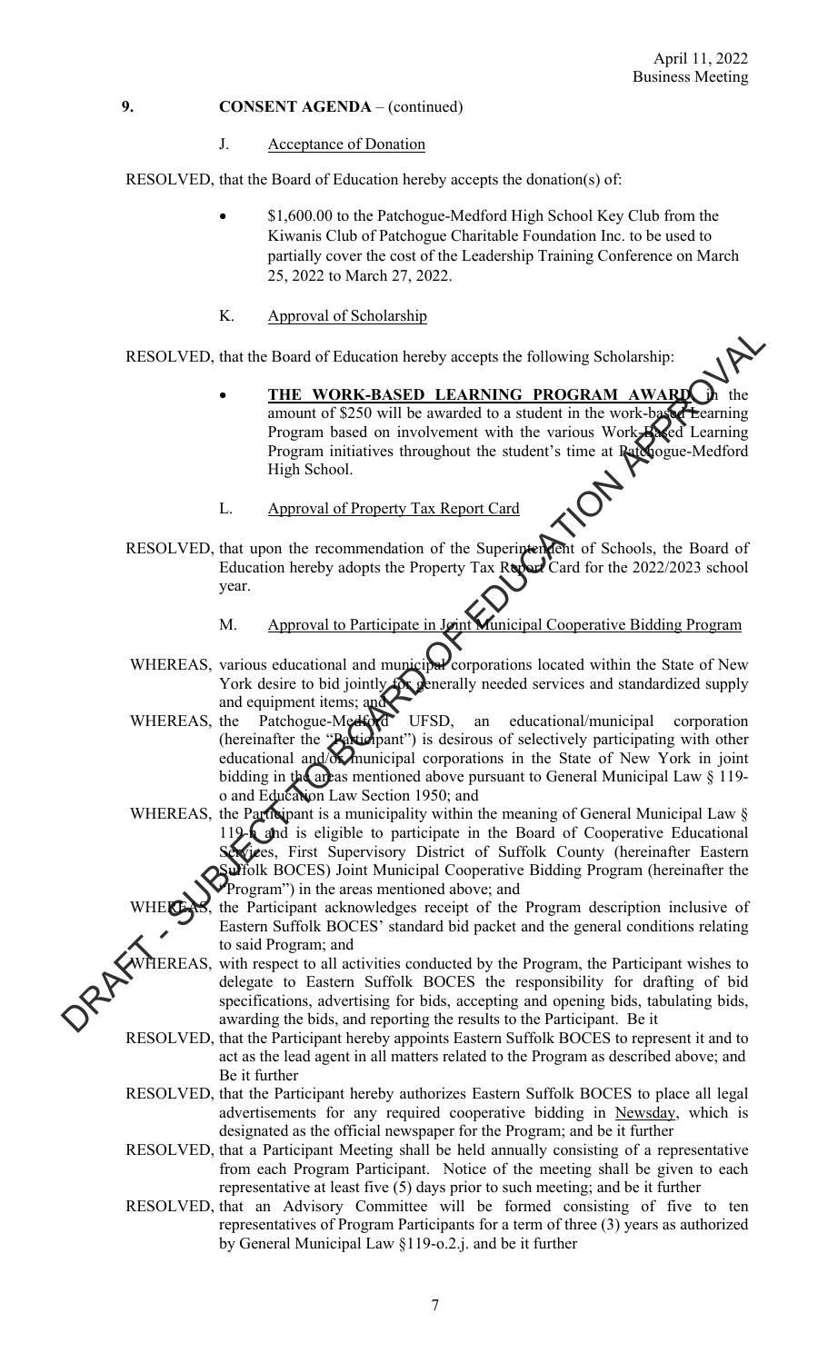**9. CONSENT AGENDA** – (continued)

J. Acceptance of Donation

RESOLVED, that the Board of Education hereby accepts the donation(s) of:

- $1,600.00 to the Patchogue-Medford High School Key Club from the Kiwanis Club of Patchogue Charitable Foundation Inc. to be used to partially cover the cost of the Leadership Training Conference on March 25, 2022 to March 27, 2022.

K. Approval of Scholarship

RESOLVED, that the Board of Education hereby accepts the following Scholarship:

- **THE WORK-BASED LEARNING PROGRAM AWARD**, in the amount of $250 will be awarded to a student in the work-based Learning Program based on involvement with the various Work-Based Learning Program initiatives throughout the student's time at Patchogue-Medford High School.

L. Approval of Property Tax Report Card

RESOLVED, that upon the recommendation of the Superintendent of Schools, the Board of Education hereby adopts the Property Tax Report Card for the 2022/2023 school year.

M. Approval to Participate in Joint Municipal Cooperative Bidding Program

WHEREAS, various educational and municipal corporations located within the State of New York desire to bid jointly for generally needed services and standardized supply and equipment items; and

WHEREAS, the Patchogue-Medford UFSD, an educational/municipal corporation (hereinafter the "Participant") is desirous of selectively participating with other educational and/or municipal corporations in the State of New York in joint bidding in the areas mentioned above pursuant to General Municipal Law § 119-o and Education Law Section 1950; and

WHEREAS, the Participant is a municipality within the meaning of General Municipal Law § 119-n and is eligible to participate in the Board of Cooperative Educational Services, First Supervisory District of Suffolk County (hereinafter Eastern Suffolk BOCES) Joint Municipal Cooperative Bidding Program (hereinafter the "Program") in the areas mentioned above; and

WHEREAS, the Participant acknowledges receipt of the Program description inclusive of Eastern Suffolk BOCES' standard bid packet and the general conditions relating to said Program; and

WHEREAS, with respect to all activities conducted by the Program, the Participant wishes to delegate to Eastern Suffolk BOCES the responsibility for drafting of bid specifications, advertising for bids, accepting and opening bids, tabulating bids, awarding the bids, and reporting the results to the Participant. Be it

RESOLVED, that the Participant hereby appoints Eastern Suffolk BOCES to represent it and to act as the lead agent in all matters related to the Program as described above; and Be it further

RESOLVED, that the Participant hereby authorizes Eastern Suffolk BOCES to place all legal advertisements for any required cooperative bidding in Newsday, which is designated as the official newspaper for the Program; and be it further

RESOLVED, that a Participant Meeting shall be held annually consisting of a representative from each Program Participant. Notice of the meeting shall be given to each representative at least five (5) days prior to such meeting; and be it further

RESOLVED, that an Advisory Committee will be formed consisting of five to ten representatives of Program Participants for a term of three (3) years as authorized by General Municipal Law §119-o.2.j. and be it further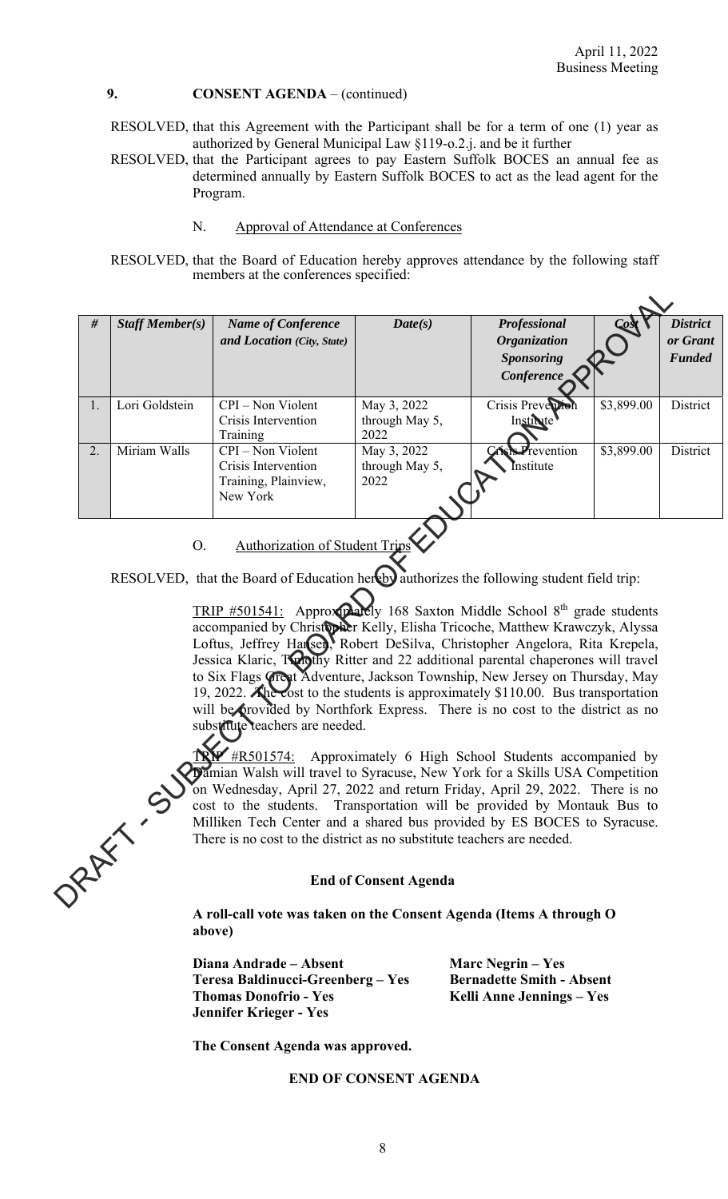**9. CONSENT AGENDA** – (continued)

RESOLVED, that this Agreement with the Participant shall be for a term of one (1) year as authorized by General Municipal Law §119-o.2.j. and be it further

RESOLVED, that the Participant agrees to pay Eastern Suffolk BOCES an annual fee as determined annually by Eastern Suffolk BOCES to act as the lead agent for the Program.

N. Approval of Attendance at Conferences

RESOLVED, that the Board of Education hereby approves attendance by the following staff members at the conferences specified:

| # | *Staff Member(s)* | *Name of Conference and Location (City, State)* | *Date(s)* | *Professional Organization Sponsoring Conference* | *Cost* | *District or Grant Funded* |
|---|---|---|---|---|---|---|
| 1. | Lori Goldstein | CPI – Non Violent Crisis Intervention Training | May 3, 2022 through May 5, 2022 | Crisis Prevention Institute | $3,899.00 | District |
| 2. | Miriam Walls | CPI – Non Violent Crisis Intervention Training, Plainview, New York | May 3, 2022 through May 5, 2022 | Crisis Prevention Institute | $3,899.00 | District |

O. Authorization of Student Trips

RESOLVED, that the Board of Education hereby authorizes the following student field trip:

TRIP #501541: Approximately 168 Saxton Middle School 8th grade students accompanied by Christopher Kelly, Elisha Tricoche, Matthew Krawczyk, Alyssa Loftus, Jeffrey Hansen, Robert DeSilva, Christopher Angelora, Rita Krepela, Jessica Klaric, Timothy Ritter and 22 additional parental chaperones will travel to Six Flags Great Adventure, Jackson Township, New Jersey on Thursday, May 19, 2022. The cost to the students is approximately $110.00. Bus transportation will be provided by Northfork Express. There is no cost to the district as no substitute teachers are needed.

TRIP #R501574: Approximately 6 High School Students accompanied by Damian Walsh will travel to Syracuse, New York for a Skills USA Competition on Wednesday, April 27, 2022 and return Friday, April 29, 2022. There is no cost to the students. Transportation will be provided by Montauk Bus to Milliken Tech Center and a shared bus provided by ES BOCES to Syracuse. There is no cost to the district as no substitute teachers are needed.

**End of Consent Agenda**

**A roll-call vote was taken on the Consent Agenda (Items A through O above)**

**Diana Andrade – Absent**
**Teresa Baldinucci-Greenberg – Yes**
**Thomas Donofrio - Yes**
**Jennifer Krieger - Yes**
**Marc Negrin – Yes**
**Bernadette Smith - Absent**
**Kelli Anne Jennings – Yes**

**The Consent Agenda was approved.**

**END OF CONSENT AGENDA**

DRAFT - SUBJECT TO BOARD OF EDUCATION APPROVAL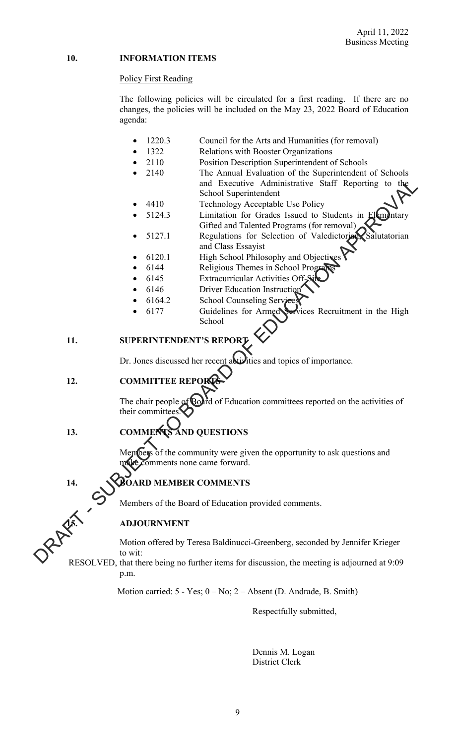## 10. INFORMATION ITEMS

Policy First Reading

The following policies will be circulated for a first reading. If there are no changes, the policies will be included on the May 23, 2022 Board of Education agenda:

- 1220.3 Council for the Arts and Humanities (for removal)
- 1322 Relations with Booster Organizations
- 2110 Position Description Superintendent of Schools
- 2140 The Annual Evaluation of the Superintendent of Schools and Executive Administrative Staff Reporting to the School Superintendent
- 4410 Technology Acceptable Use Policy
- 5124.3 Limitation for Grades Issued to Students in Elementary Gifted and Talented Programs (for removal)
- 5127.1 Regulations for Selection of Valedictorian, Salutatorian and Class Essayist
- 6120.1 High School Philosophy and Objectives
- 6144 Religious Themes in School Programs
- 6145 Extracurricular Activities Off-Site
- 6146 Driver Education Instruction
- 6164.2 School Counseling Services
- 6177 Guidelines for Armed Services Recruitment in the High School

## 11. SUPERINTENDENT'S REPORT

Dr. Jones discussed her recent activities and topics of importance.

## 12. COMMITTEE REPORTS

The chair people of Board of Education committees reported on the activities of their committees.

## 13. COMMENTS AND QUESTIONS

Members of the community were given the opportunity to ask questions and make comments none came forward.

## 14. BOARD MEMBER COMMENTS

Members of the Board of Education provided comments.

## 15. ADJOURNMENT

Motion offered by Teresa Baldinucci-Greenberg, seconded by Jennifer Krieger to wit:

RESOLVED, that there being no further items for discussion, the meeting is adjourned at 9:09 p.m.

Motion carried: 5 - Yes; 0 – No; 2 – Absent (D. Andrade, B. Smith)

Respectfully submitted,

Dennis M. Logan
District Clerk

DRAFT - SUBJECT TO BOARD OF EDUCATION APPROVAL